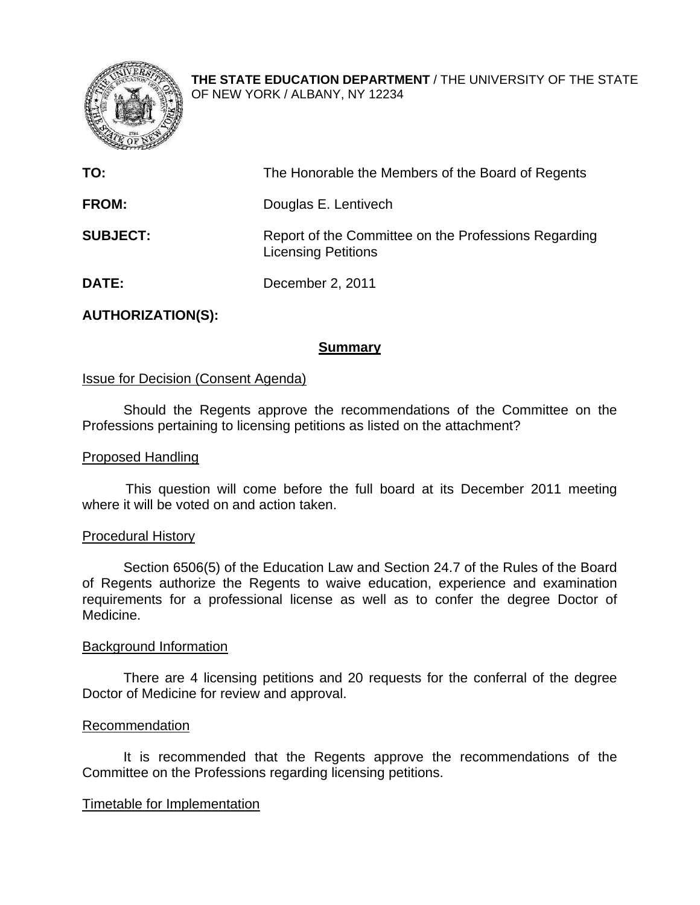**THE STATE EDUCATION DEPARTMENT** / THE UNIVERSITY OF THE STATE OF NEW YORK / ALBANY, NY 12234

| | |
|---|---|
| **TO:** | The Honorable the Members of the Board of Regents |
| **FROM:** | Douglas E. Lentivech |
| **SUBJECT:** | Report of the Committee on the Professions Regarding Licensing Petitions |
| **DATE:** | December 2, 2011 |

**AUTHORIZATION(S):**

## Summary

Issue for Decision (Consent Agenda)

Should the Regents approve the recommendations of the Committee on the Professions pertaining to licensing petitions as listed on the attachment?

Proposed Handling

This question will come before the full board at its December 2011 meeting where it will be voted on and action taken.

Procedural History

Section 6506(5) of the Education Law and Section 24.7 of the Rules of the Board of Regents authorize the Regents to waive education, experience and examination requirements for a professional license as well as to confer the degree Doctor of Medicine.

Background Information

There are 4 licensing petitions and 20 requests for the conferral of the degree Doctor of Medicine for review and approval.

Recommendation

It is recommended that the Regents approve the recommendations of the Committee on the Professions regarding licensing petitions.

Timetable for Implementation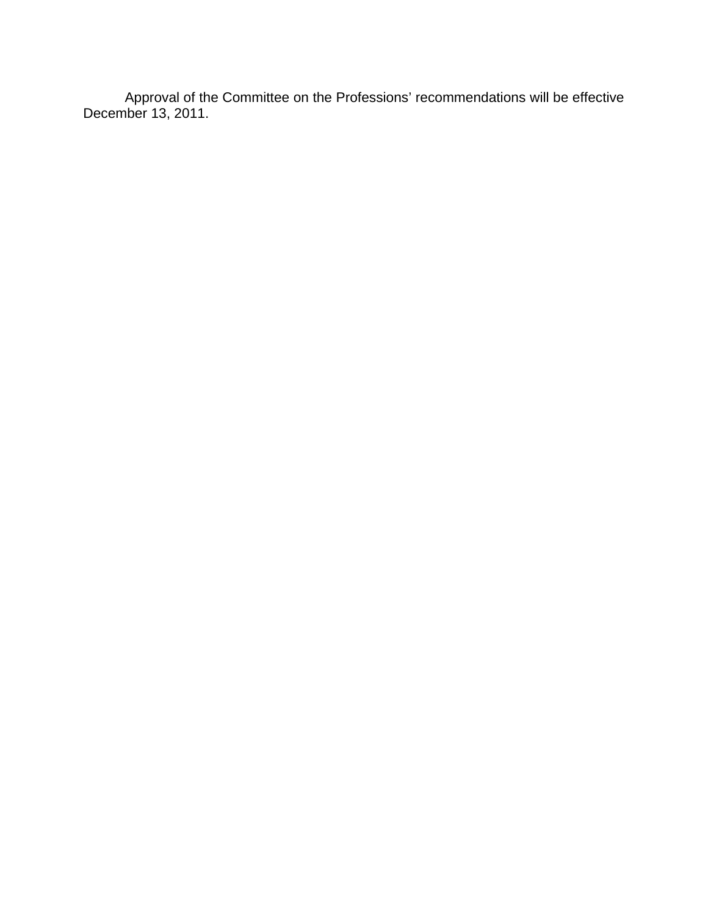Approval of the Committee on the Professions' recommendations will be effective December 13, 2011.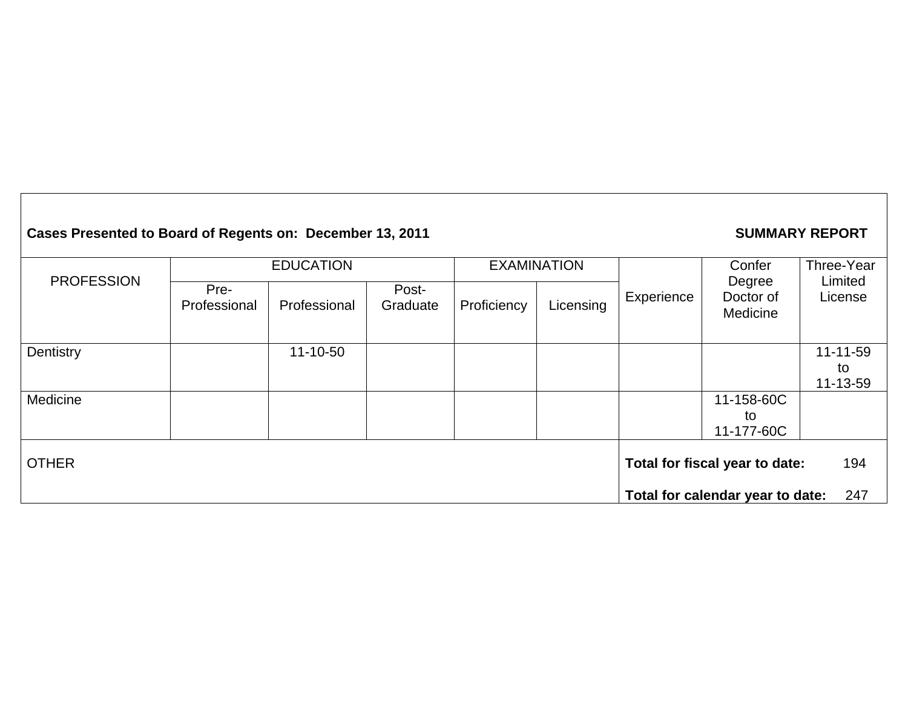**Cases Presented to Board of Regents on: December 13, 2011** **SUMMARY REPORT**

| PROFESSION | EDUCATION | | | EXAMINATION | | Experience | Confer Degree Doctor of Medicine | Three-Year Limited License |
|---|---|---|---|---|---|---|---|---|
| | Pre-Professional | Professional | Post-Graduate | Proficiency | Licensing | | | |
| Dentistry | | 11-10-50 | | | | | | 11-11-59 to 11-13-59 |
| Medicine | | | | | | | 11-158-60C to 11-177-60C | |

OTHER

**Total for fiscal year to date:** 194

**Total for calendar year to date:** 247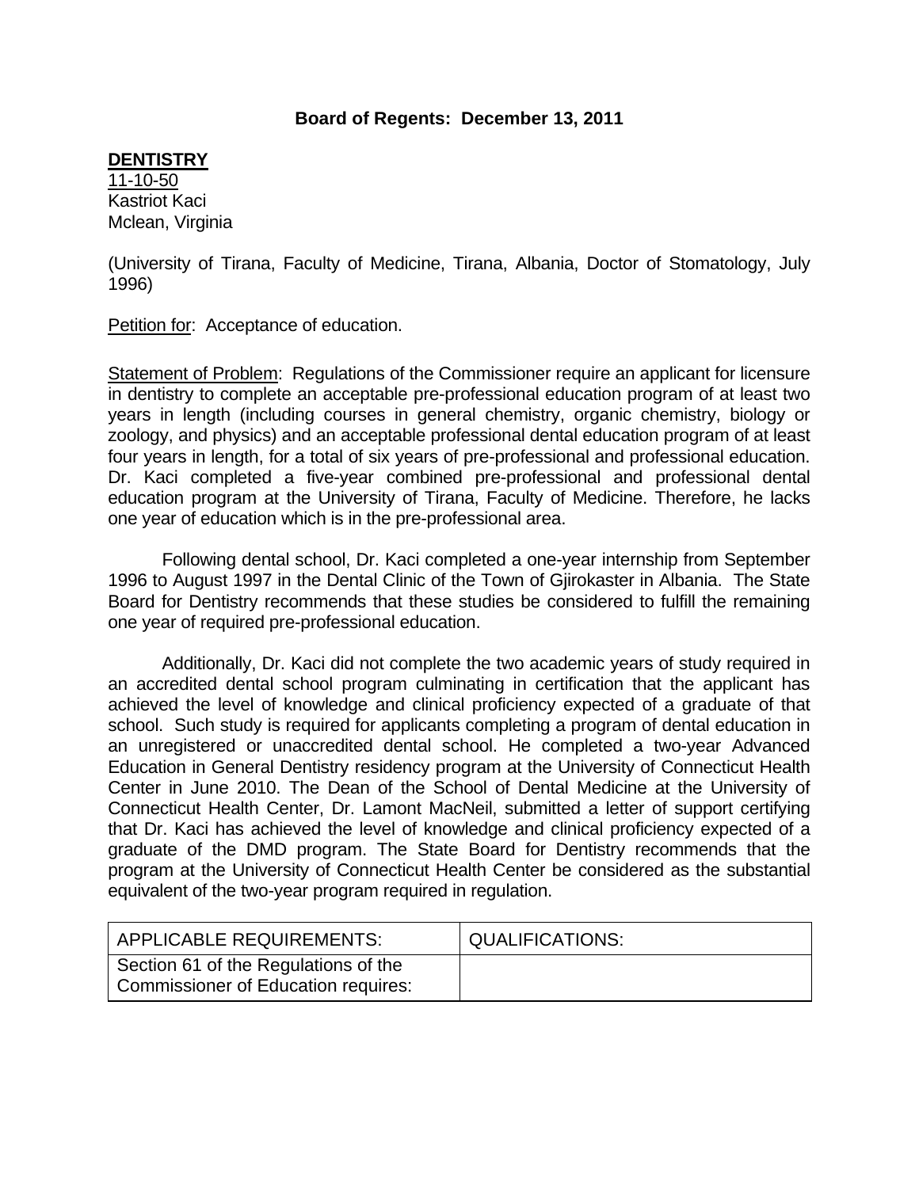**Board of Regents: December 13, 2011**

**DENTISTRY**

11-10-50
Kastriot Kaci
Mclean, Virginia

(University of Tirana, Faculty of Medicine, Tirana, Albania, Doctor of Stomatology, July 1996)

Petition for: Acceptance of education.

Statement of Problem: Regulations of the Commissioner require an applicant for licensure in dentistry to complete an acceptable pre-professional education program of at least two years in length (including courses in general chemistry, organic chemistry, biology or zoology, and physics) and an acceptable professional dental education program of at least four years in length, for a total of six years of pre-professional and professional education. Dr. Kaci completed a five-year combined pre-professional and professional dental education program at the University of Tirana, Faculty of Medicine. Therefore, he lacks one year of education which is in the pre-professional area.

Following dental school, Dr. Kaci completed a one-year internship from September 1996 to August 1997 in the Dental Clinic of the Town of Gjirokaster in Albania. The State Board for Dentistry recommends that these studies be considered to fulfill the remaining one year of required pre-professional education.

Additionally, Dr. Kaci did not complete the two academic years of study required in an accredited dental school program culminating in certification that the applicant has achieved the level of knowledge and clinical proficiency expected of a graduate of that school. Such study is required for applicants completing a program of dental education in an unregistered or unaccredited dental school. He completed a two-year Advanced Education in General Dentistry residency program at the University of Connecticut Health Center in June 2010. The Dean of the School of Dental Medicine at the University of Connecticut Health Center, Dr. Lamont MacNeil, submitted a letter of support certifying that Dr. Kaci has achieved the level of knowledge and clinical proficiency expected of a graduate of the DMD program. The State Board for Dentistry recommends that the program at the University of Connecticut Health Center be considered as the substantial equivalent of the two-year program required in regulation.

| APPLICABLE REQUIREMENTS: | QUALIFICATIONS: |
|---|---|
| Section 61 of the Regulations of the Commissioner of Education requires: | |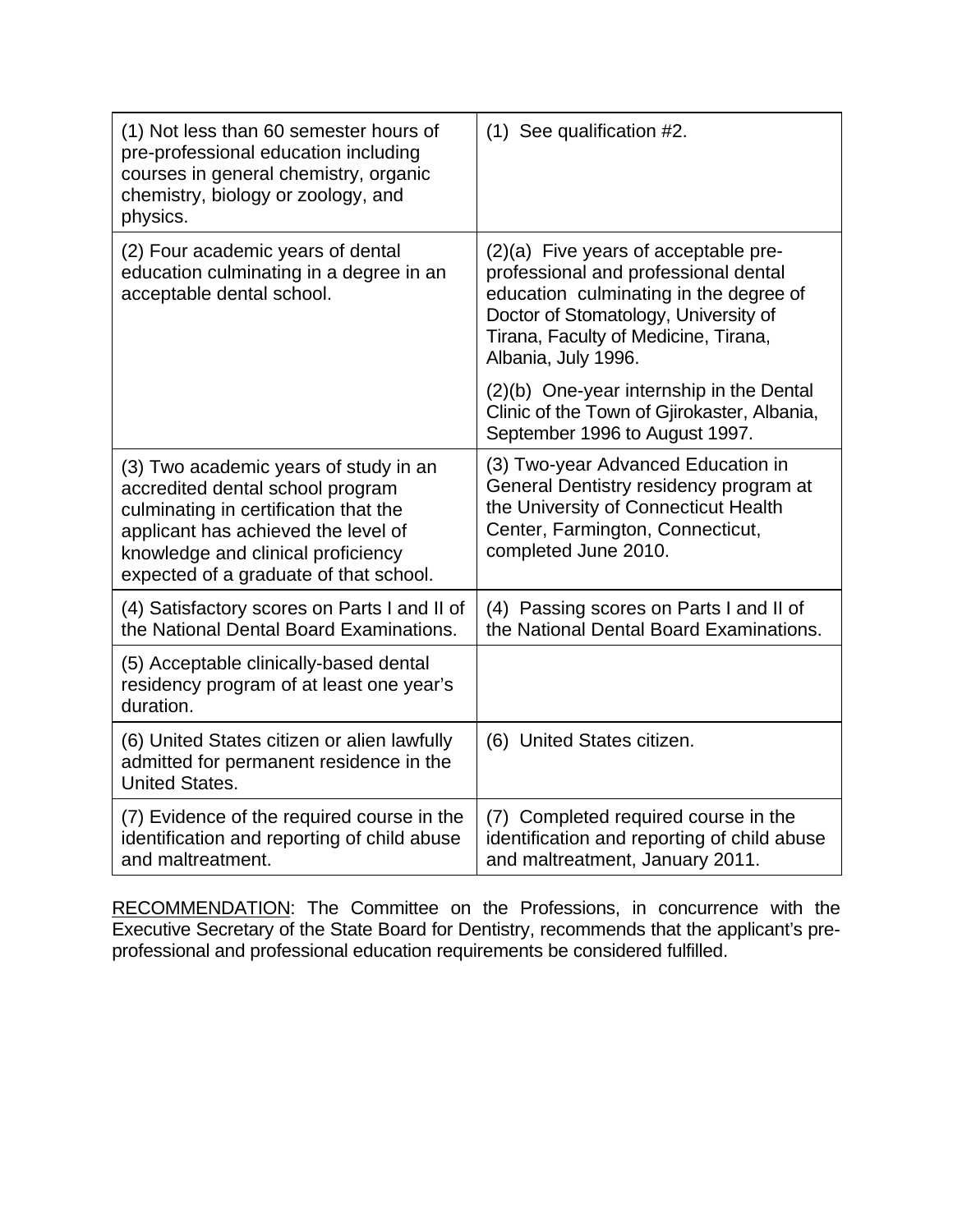| | |
|---|---|
| (1) Not less than 60 semester hours of pre-professional education including courses in general chemistry, organic chemistry, biology or zoology, and physics. | (1) See qualification #2. |
| (2) Four academic years of dental education culminating in a degree in an acceptable dental school. | (2)(a) Five years of acceptable pre-professional and professional dental education culminating in the degree of Doctor of Stomatology, University of Tirana, Faculty of Medicine, Tirana, Albania, July 1996. (2)(b) One-year internship in the Dental Clinic of the Town of Gjirokaster, Albania, September 1996 to August 1997. |
| (3) Two academic years of study in an accredited dental school program culminating in certification that the applicant has achieved the level of knowledge and clinical proficiency expected of a graduate of that school. | (3) Two-year Advanced Education in General Dentistry residency program at the University of Connecticut Health Center, Farmington, Connecticut, completed June 2010. |
| (4) Satisfactory scores on Parts I and II of the National Dental Board Examinations. | (4) Passing scores on Parts I and II of the National Dental Board Examinations. |
| (5) Acceptable clinically-based dental residency program of at least one year's duration. | |
| (6) United States citizen or alien lawfully admitted for permanent residence in the United States. | (6) United States citizen. |
| (7) Evidence of the required course in the identification and reporting of child abuse and maltreatment. | (7) Completed required course in the identification and reporting of child abuse and maltreatment, January 2011. |

RECOMMENDATION: The Committee on the Professions, in concurrence with the Executive Secretary of the State Board for Dentistry, recommends that the applicant's pre-professional and professional education requirements be considered fulfilled.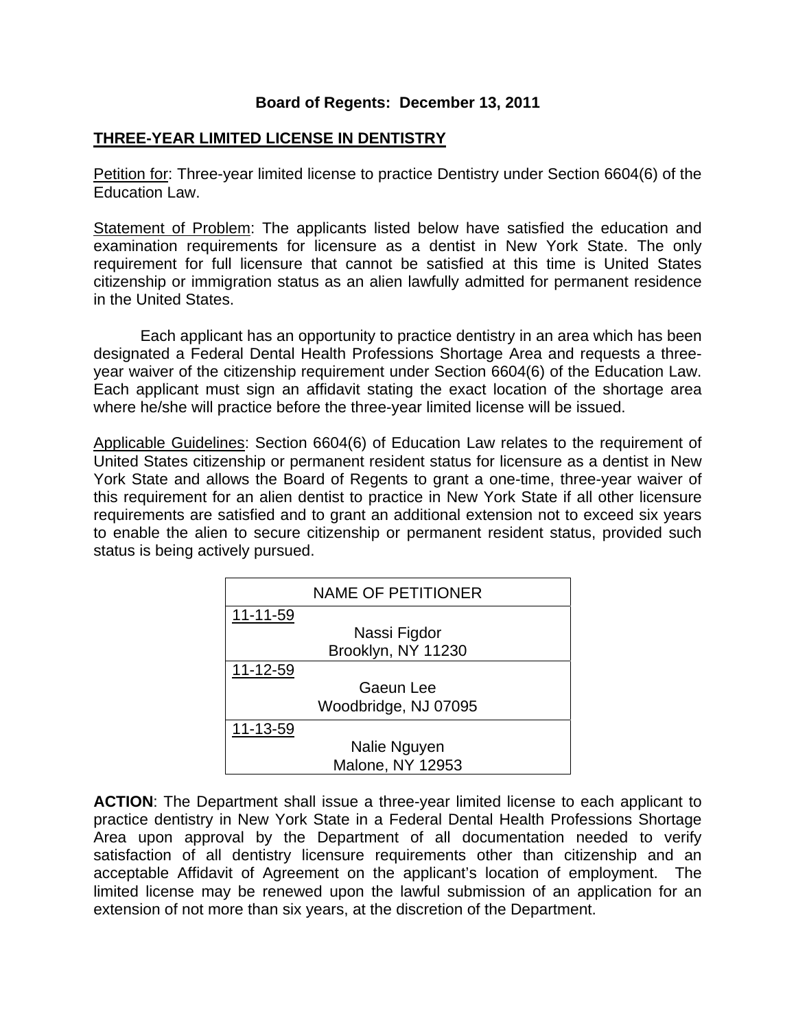**Board of Regents: December 13, 2011**

## THREE-YEAR LIMITED LICENSE IN DENTISTRY

Petition for: Three-year limited license to practice Dentistry under Section 6604(6) of the Education Law.

Statement of Problem: The applicants listed below have satisfied the education and examination requirements for licensure as a dentist in New York State. The only requirement for full licensure that cannot be satisfied at this time is United States citizenship or immigration status as an alien lawfully admitted for permanent residence in the United States.

Each applicant has an opportunity to practice dentistry in an area which has been designated a Federal Dental Health Professions Shortage Area and requests a three-year waiver of the citizenship requirement under Section 6604(6) of the Education Law. Each applicant must sign an affidavit stating the exact location of the shortage area where he/she will practice before the three-year limited license will be issued.

Applicable Guidelines: Section 6604(6) of Education Law relates to the requirement of United States citizenship or permanent resident status for licensure as a dentist in New York State and allows the Board of Regents to grant a one-time, three-year waiver of this requirement for an alien dentist to practice in New York State if all other licensure requirements are satisfied and to grant an additional extension not to exceed six years to enable the alien to secure citizenship or permanent resident status, provided such status is being actively pursued.

| NAME OF PETITIONER |
|---|
| 11-11-59<br>Nassi Figdor<br>Brooklyn, NY 11230 |
| 11-12-59<br>Gaeun Lee<br>Woodbridge, NJ 07095 |
| 11-13-59<br>Nalie Nguyen<br>Malone, NY 12953 |

**ACTION**: The Department shall issue a three-year limited license to each applicant to practice dentistry in New York State in a Federal Dental Health Professions Shortage Area upon approval by the Department of all documentation needed to verify satisfaction of all dentistry licensure requirements other than citizenship and an acceptable Affidavit of Agreement on the applicant's location of employment. The limited license may be renewed upon the lawful submission of an application for an extension of not more than six years, at the discretion of the Department.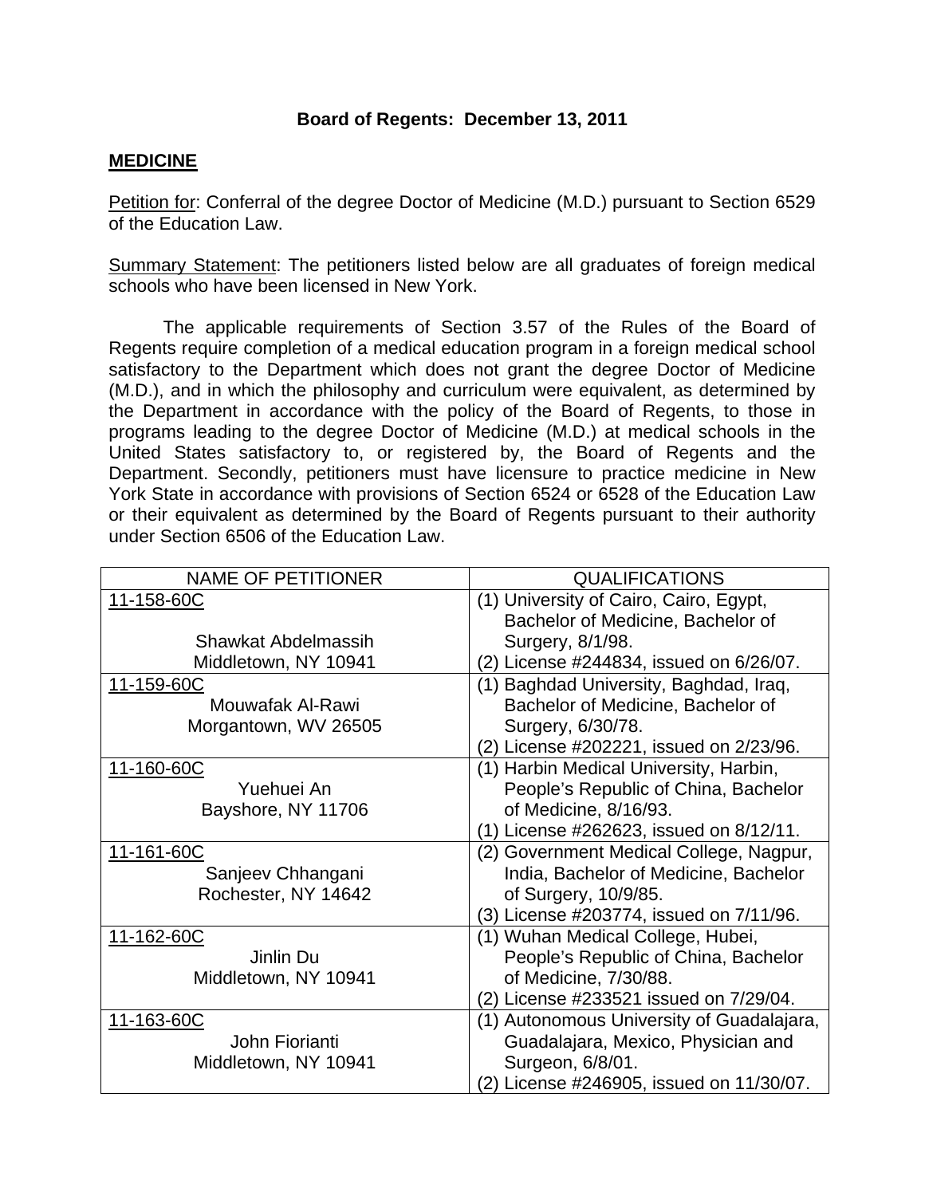**Board of Regents: December 13, 2011**

**MEDICINE**

Petition for: Conferral of the degree Doctor of Medicine (M.D.) pursuant to Section 6529 of the Education Law.

Summary Statement: The petitioners listed below are all graduates of foreign medical schools who have been licensed in New York.

The applicable requirements of Section 3.57 of the Rules of the Board of Regents require completion of a medical education program in a foreign medical school satisfactory to the Department which does not grant the degree Doctor of Medicine (M.D.), and in which the philosophy and curriculum were equivalent, as determined by the Department in accordance with the policy of the Board of Regents, to those in programs leading to the degree Doctor of Medicine (M.D.) at medical schools in the United States satisfactory to, or registered by, the Board of Regents and the Department. Secondly, petitioners must have licensure to practice medicine in New York State in accordance with provisions of Section 6524 or 6528 of the Education Law or their equivalent as determined by the Board of Regents pursuant to their authority under Section 6506 of the Education Law.

| NAME OF PETITIONER | QUALIFICATIONS |
|---|---|
| 11-158-60C<br>Shawkat Abdelmassih<br>Middletown, NY 10941 | (1) University of Cairo, Cairo, Egypt, Bachelor of Medicine, Bachelor of Surgery, 8/1/98.<br>(2) License #244834, issued on 6/26/07. |
| 11-159-60C<br>Mouwafak Al-Rawi<br>Morgantown, WV 26505 | (1) Baghdad University, Baghdad, Iraq, Bachelor of Medicine, Bachelor of Surgery, 6/30/78.<br>(2) License #202221, issued on 2/23/96. |
| 11-160-60C<br>Yuehuei An<br>Bayshore, NY 11706 | (1) Harbin Medical University, Harbin, People's Republic of China, Bachelor of Medicine, 8/16/93.<br>(1) License #262623, issued on 8/12/11. |
| 11-161-60C<br>Sanjeev Chhangani<br>Rochester, NY 14642 | (2) Government Medical College, Nagpur, India, Bachelor of Medicine, Bachelor of Surgery, 10/9/85.<br>(3) License #203774, issued on 7/11/96. |
| 11-162-60C<br>Jinlin Du<br>Middletown, NY 10941 | (1) Wuhan Medical College, Hubei, People's Republic of China, Bachelor of Medicine, 7/30/88.<br>(2) License #233521 issued on 7/29/04. |
| 11-163-60C<br>John Fiorianti<br>Middletown, NY 10941 | (1) Autonomous University of Guadalajara, Guadalajara, Mexico, Physician and Surgeon, 6/8/01.<br>(2) License #246905, issued on 11/30/07. |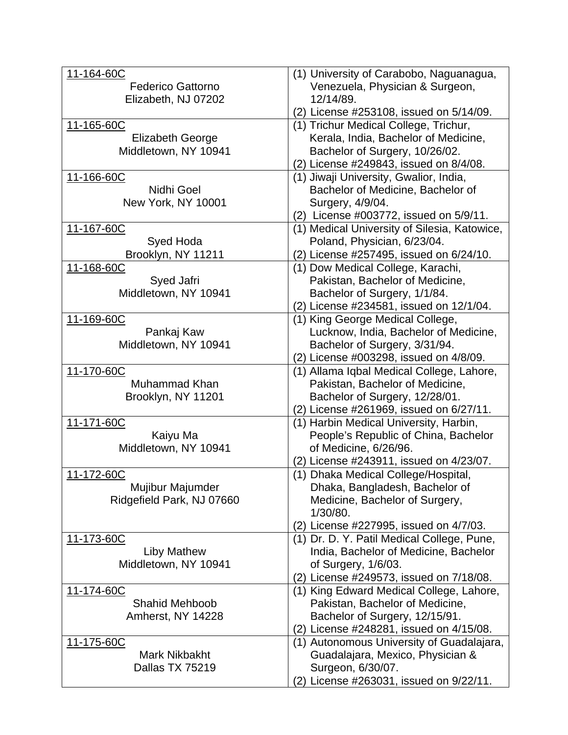| | |
|---|---|
| 11-164-60C<br>Federico Gattorno<br>Elizabeth, NJ 07202 | (1) University of Carabobo, Naguanagua, Venezuela, Physician & Surgeon, 12/14/89.<br>(2) License #253108, issued on 5/14/09. |
| 11-165-60C<br>Elizabeth George<br>Middletown, NY 10941 | (1) Trichur Medical College, Trichur, Kerala, India, Bachelor of Medicine, Bachelor of Surgery, 10/26/02.<br>(2) License #249843, issued on 8/4/08. |
| 11-166-60C<br>Nidhi Goel<br>New York, NY 10001 | (1) Jiwaji University, Gwalior, India, Bachelor of Medicine, Bachelor of Surgery, 4/9/04.<br>(2) License #003772, issued on 5/9/11. |
| 11-167-60C<br>Syed Hoda<br>Brooklyn, NY 11211 | (1) Medical University of Silesia, Katowice, Poland, Physician, 6/23/04.<br>(2) License #257495, issued on 6/24/10. |
| 11-168-60C<br>Syed Jafri<br>Middletown, NY 10941 | (1) Dow Medical College, Karachi, Pakistan, Bachelor of Medicine, Bachelor of Surgery, 1/1/84.<br>(2) License #234581, issued on 12/1/04. |
| 11-169-60C<br>Pankaj Kaw<br>Middletown, NY 10941 | (1) King George Medical College, Lucknow, India, Bachelor of Medicine, Bachelor of Surgery, 3/31/94.<br>(2) License #003298, issued on 4/8/09. |
| 11-170-60C<br>Muhammad Khan<br>Brooklyn, NY 11201 | (1) Allama Iqbal Medical College, Lahore, Pakistan, Bachelor of Medicine, Bachelor of Surgery, 12/28/01.<br>(2) License #261969, issued on 6/27/11. |
| 11-171-60C<br>Kaiyu Ma<br>Middletown, NY 10941 | (1) Harbin Medical University, Harbin, People's Republic of China, Bachelor of Medicine, 6/26/96.<br>(2) License #243911, issued on 4/23/07. |
| 11-172-60C<br>Mujibur Majumder<br>Ridgefield Park, NJ 07660 | (1) Dhaka Medical College/Hospital, Dhaka, Bangladesh, Bachelor of Medicine, Bachelor of Surgery, 1/30/80.<br>(2) License #227995, issued on 4/7/03. |
| 11-173-60C<br>Liby Mathew<br>Middletown, NY 10941 | (1) Dr. D. Y. Patil Medical College, Pune, India, Bachelor of Medicine, Bachelor of Surgery, 1/6/03.<br>(2) License #249573, issued on 7/18/08. |
| 11-174-60C<br>Shahid Mehboob<br>Amherst, NY 14228 | (1) King Edward Medical College, Lahore, Pakistan, Bachelor of Medicine, Bachelor of Surgery, 12/15/91.<br>(2) License #248281, issued on 4/15/08. |
| 11-175-60C<br>Mark Nikbakht<br>Dallas TX 75219 | (1) Autonomous University of Guadalajara, Guadalajara, Mexico, Physician & Surgeon, 6/30/07.<br>(2) License #263031, issued on 9/22/11. |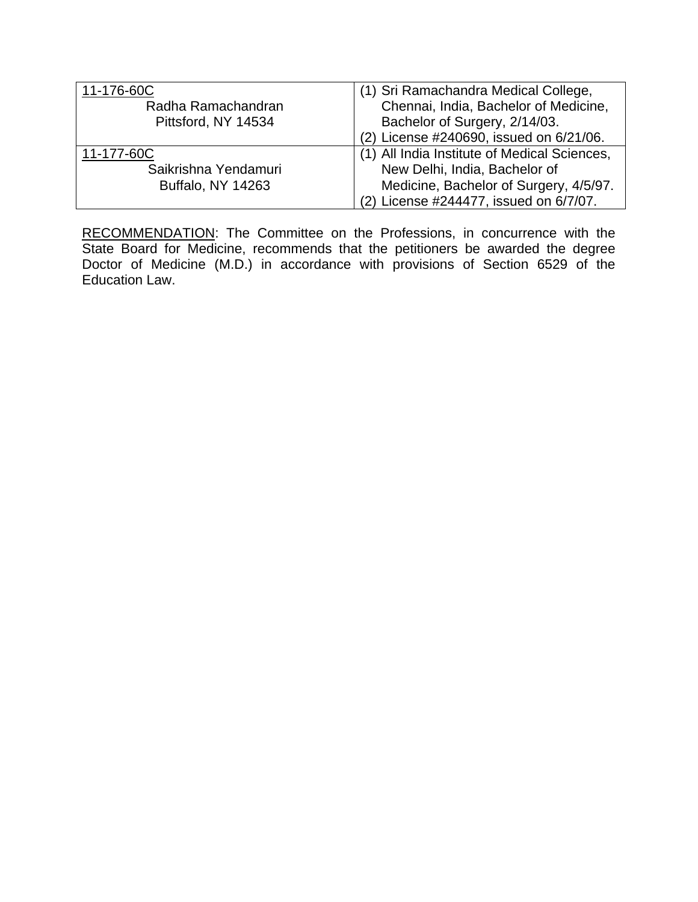| | |
|---|---|
| 11-176-60C<br>Radha Ramachandran<br>Pittsford, NY 14534 | (1) Sri Ramachandra Medical College, Chennai, India, Bachelor of Medicine, Bachelor of Surgery, 2/14/03.<br>(2) License #240690, issued on 6/21/06. |
| 11-177-60C<br>Saikrishna Yendamuri<br>Buffalo, NY 14263 | (1) All India Institute of Medical Sciences, New Delhi, India, Bachelor of Medicine, Bachelor of Surgery, 4/5/97.<br>(2) License #244477, issued on 6/7/07. |

RECOMMENDATION: The Committee on the Professions, in concurrence with the State Board for Medicine, recommends that the petitioners be awarded the degree Doctor of Medicine (M.D.) in accordance with provisions of Section 6529 of the Education Law.